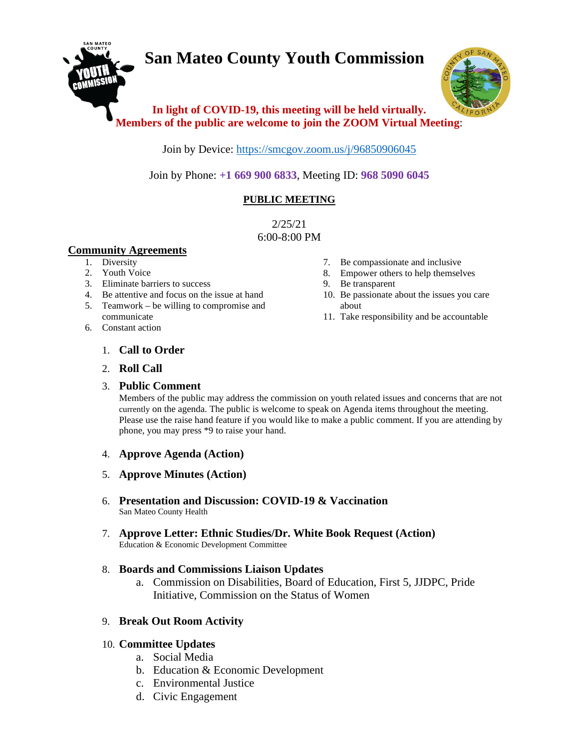# San Mateo County Youth Commission

**In light of COVID-19, this meeting will be held virtually.**
**Members of the public are welcome to join the ZOOM Virtual Meeting**:

Join by Device: https://smcgov.zoom.us/j/96850906045

Join by Phone: **+1 669 900 6833**, Meeting ID: **968 5090 6045**

**PUBLIC MEETING**

2/25/21
6:00-8:00 PM

## Community Agreements

1. Diversity
2. Youth Voice
3. Eliminate barriers to success
4. Be attentive and focus on the issue at hand
5. Teamwork – be willing to compromise and communicate
6. Constant action
7. Be compassionate and inclusive
8. Empower others to help themselves
9. Be transparent
10. Be passionate about the issues you care about
11. Take responsibility and be accountable

1. **Call to Order**
2. **Roll Call**
3. **Public Comment**
   Members of the public may address the commission on youth related issues and concerns that are not currently on the agenda. The public is welcome to speak on Agenda items throughout the meeting. Please use the raise hand feature if you would like to make a public comment. If you are attending by phone, you may press *9 to raise your hand.
4. **Approve Agenda (Action)**
5. **Approve Minutes (Action)**
6. **Presentation and Discussion: COVID-19 & Vaccination**
   San Mateo County Health
7. **Approve Letter: Ethnic Studies/Dr. White Book Request (Action)**
   Education & Economic Development Committee
8. **Boards and Commissions Liaison Updates**
   a. Commission on Disabilities, Board of Education, First 5, JJDPC, Pride Initiative, Commission on the Status of Women
9. **Break Out Room Activity**
10. **Committee Updates**
    a. Social Media
    b. Education & Economic Development
    c. Environmental Justice
    d. Civic Engagement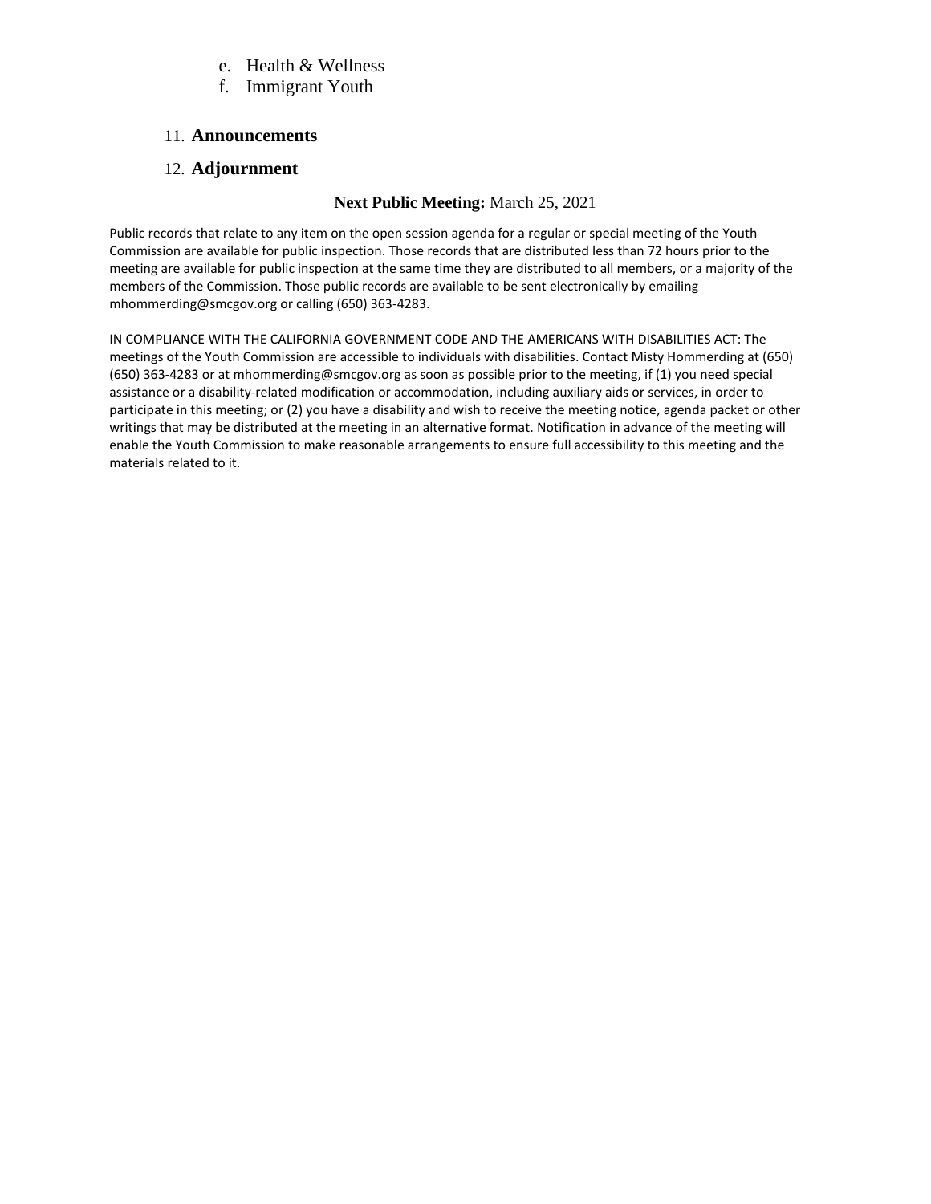e. Health & Wellness
   f. Immigrant Youth

11. **Announcements**

12. **Adjournment**

**Next Public Meeting:** March 25, 2021

Public records that relate to any item on the open session agenda for a regular or special meeting of the Youth Commission are available for public inspection. Those records that are distributed less than 72 hours prior to the meeting are available for public inspection at the same time they are distributed to all members, or a majority of the members of the Commission. Those public records are available to be sent electronically by emailing mhommerding@smcgov.org or calling (650) 363-4283.

IN COMPLIANCE WITH THE CALIFORNIA GOVERNMENT CODE AND THE AMERICANS WITH DISABILITIES ACT: The meetings of the Youth Commission are accessible to individuals with disabilities. Contact Misty Hommerding at (650) (650) 363-4283 or at mhommerding@smcgov.org as soon as possible prior to the meeting, if (1) you need special assistance or a disability-related modification or accommodation, including auxiliary aids or services, in order to participate in this meeting; or (2) you have a disability and wish to receive the meeting notice, agenda packet or other writings that may be distributed at the meeting in an alternative format. Notification in advance of the meeting will enable the Youth Commission to make reasonable arrangements to ensure full accessibility to this meeting and the materials related to it.